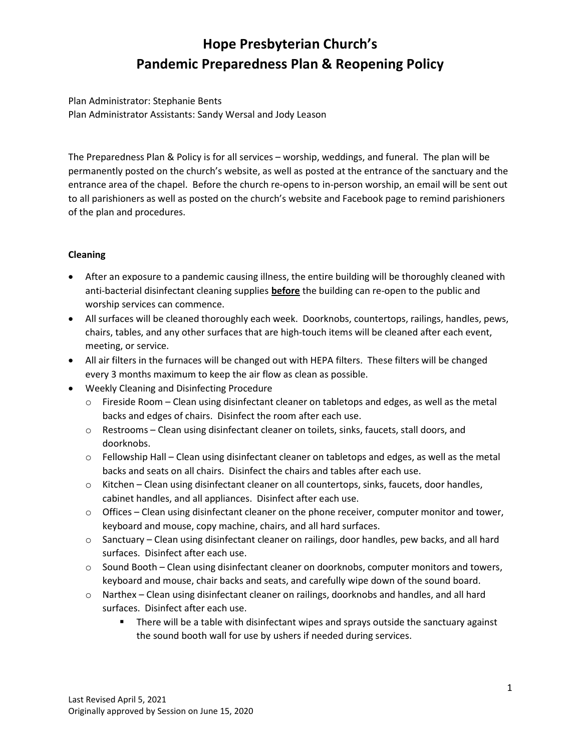# Hope Presbyterian Church's
# Pandemic Preparedness Plan & Reopening Policy

Plan Administrator: Stephanie Bents
Plan Administrator Assistants: Sandy Wersal and Jody Leason

The Preparedness Plan & Policy is for all services – worship, weddings, and funeral. The plan will be permanently posted on the church's website, as well as posted at the entrance of the sanctuary and the entrance area of the chapel. Before the church re-opens to in-person worship, an email will be sent out to all parishioners as well as posted on the church's website and Facebook page to remind parishioners of the plan and procedures.

**Cleaning**

- After an exposure to a pandemic causing illness, the entire building will be thoroughly cleaned with anti-bacterial disinfectant cleaning supplies <u>**before**</u> the building can re-open to the public and worship services can commence.
- All surfaces will be cleaned thoroughly each week. Doorknobs, countertops, railings, handles, pews, chairs, tables, and any other surfaces that are high-touch items will be cleaned after each event, meeting, or service.
- All air filters in the furnaces will be changed out with HEPA filters. These filters will be changed every 3 months maximum to keep the air flow as clean as possible.
- Weekly Cleaning and Disinfecting Procedure
  - Fireside Room – Clean using disinfectant cleaner on tabletops and edges, as well as the metal backs and edges of chairs. Disinfect the room after each use.
  - Restrooms – Clean using disinfectant cleaner on toilets, sinks, faucets, stall doors, and doorknobs.
  - Fellowship Hall – Clean using disinfectant cleaner on tabletops and edges, as well as the metal backs and seats on all chairs. Disinfect the chairs and tables after each use.
  - Kitchen – Clean using disinfectant cleaner on all countertops, sinks, faucets, door handles, cabinet handles, and all appliances. Disinfect after each use.
  - Offices – Clean using disinfectant cleaner on the phone receiver, computer monitor and tower, keyboard and mouse, copy machine, chairs, and all hard surfaces.
  - Sanctuary – Clean using disinfectant cleaner on railings, door handles, pew backs, and all hard surfaces. Disinfect after each use.
  - Sound Booth – Clean using disinfectant cleaner on doorknobs, computer monitors and towers, keyboard and mouse, chair backs and seats, and carefully wipe down of the sound board.
  - Narthex – Clean using disinfectant cleaner on railings, doorknobs and handles, and all hard surfaces. Disinfect after each use.
    - There will be a table with disinfectant wipes and sprays outside the sanctuary against the sound booth wall for use by ushers if needed during services.

Last Revised April 5, 2021
Originally approved by Session on June 15, 2020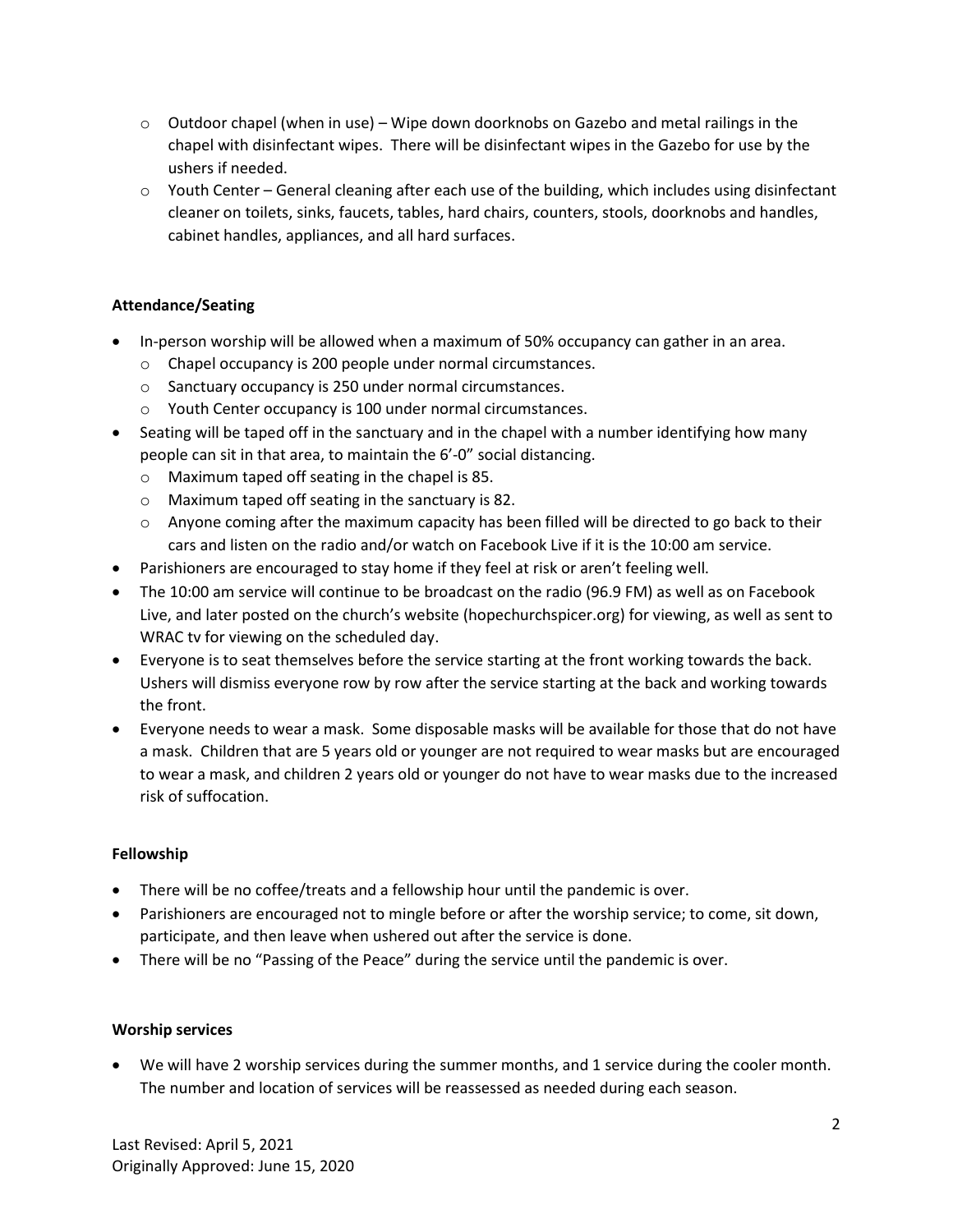- Outdoor chapel (when in use) – Wipe down doorknobs on Gazebo and metal railings in the chapel with disinfectant wipes. There will be disinfectant wipes in the Gazebo for use by the ushers if needed.
- Youth Center – General cleaning after each use of the building, which includes using disinfectant cleaner on toilets, sinks, faucets, tables, hard chairs, counters, stools, doorknobs and handles, cabinet handles, appliances, and all hard surfaces.

**Attendance/Seating**

- In-person worship will be allowed when a maximum of 50% occupancy can gather in an area.
  - Chapel occupancy is 200 people under normal circumstances.
  - Sanctuary occupancy is 250 under normal circumstances.
  - Youth Center occupancy is 100 under normal circumstances.
- Seating will be taped off in the sanctuary and in the chapel with a number identifying how many people can sit in that area, to maintain the 6'-0" social distancing.
  - Maximum taped off seating in the chapel is 85.
  - Maximum taped off seating in the sanctuary is 82.
  - Anyone coming after the maximum capacity has been filled will be directed to go back to their cars and listen on the radio and/or watch on Facebook Live if it is the 10:00 am service.
- Parishioners are encouraged to stay home if they feel at risk or aren't feeling well.
- The 10:00 am service will continue to be broadcast on the radio (96.9 FM) as well as on Facebook Live, and later posted on the church's website (hopechurchspicer.org) for viewing, as well as sent to WRAC tv for viewing on the scheduled day.
- Everyone is to seat themselves before the service starting at the front working towards the back. Ushers will dismiss everyone row by row after the service starting at the back and working towards the front.
- Everyone needs to wear a mask. Some disposable masks will be available for those that do not have a mask. Children that are 5 years old or younger are not required to wear masks but are encouraged to wear a mask, and children 2 years old or younger do not have to wear masks due to the increased risk of suffocation.

**Fellowship**

- There will be no coffee/treats and a fellowship hour until the pandemic is over.
- Parishioners are encouraged not to mingle before or after the worship service; to come, sit down, participate, and then leave when ushered out after the service is done.
- There will be no "Passing of the Peace" during the service until the pandemic is over.

**Worship services**

- We will have 2 worship services during the summer months, and 1 service during the cooler month. The number and location of services will be reassessed as needed during each season.

Last Revised: April 5, 2021
Originally Approved: June 15, 2020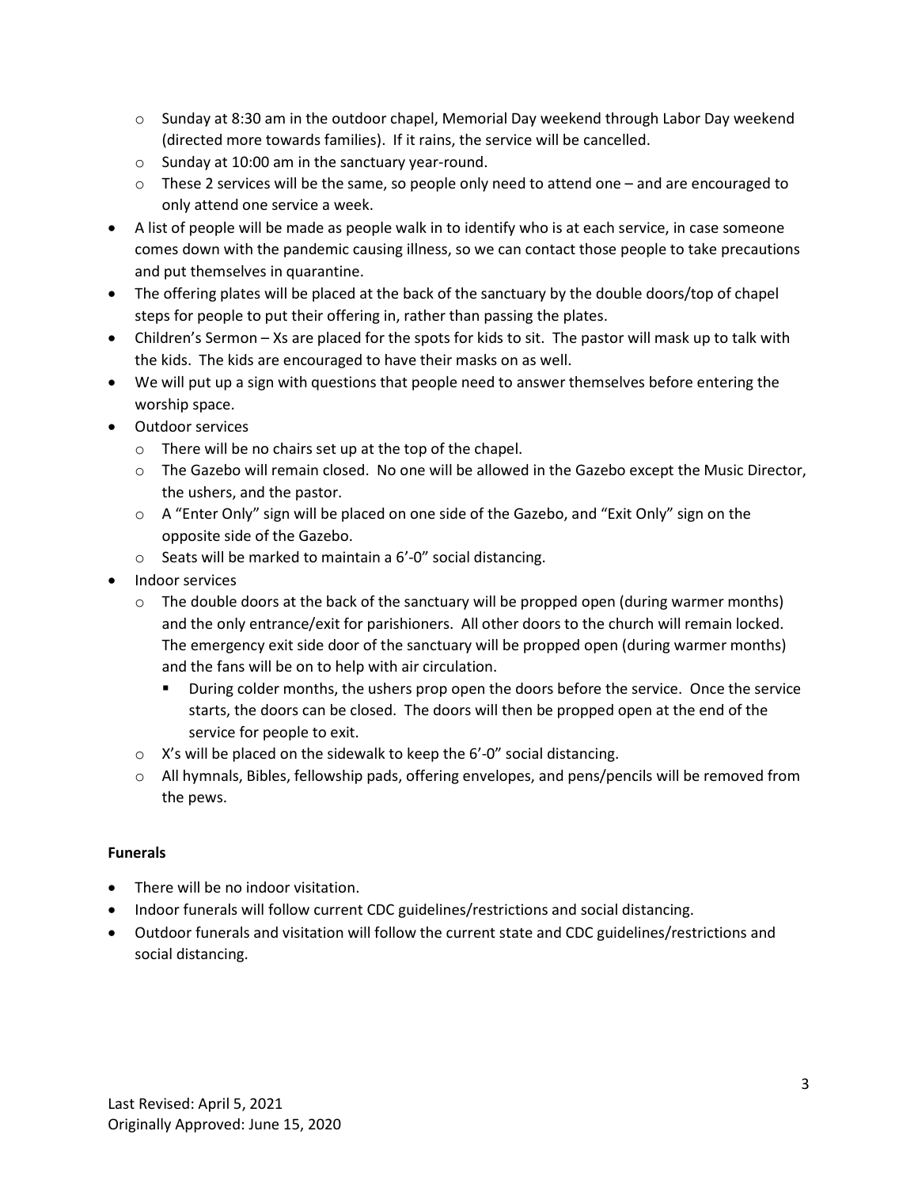- Sunday at 8:30 am in the outdoor chapel, Memorial Day weekend through Labor Day weekend (directed more towards families). If it rains, the service will be cancelled.
  - Sunday at 10:00 am in the sanctuary year-round.
  - These 2 services will be the same, so people only need to attend one – and are encouraged to only attend one service a week.
- A list of people will be made as people walk in to identify who is at each service, in case someone comes down with the pandemic causing illness, so we can contact those people to take precautions and put themselves in quarantine.
- The offering plates will be placed at the back of the sanctuary by the double doors/top of chapel steps for people to put their offering in, rather than passing the plates.
- Children's Sermon – Xs are placed for the spots for kids to sit. The pastor will mask up to talk with the kids. The kids are encouraged to have their masks on as well.
- We will put up a sign with questions that people need to answer themselves before entering the worship space.
- Outdoor services
  - There will be no chairs set up at the top of the chapel.
  - The Gazebo will remain closed. No one will be allowed in the Gazebo except the Music Director, the ushers, and the pastor.
  - A "Enter Only" sign will be placed on one side of the Gazebo, and "Exit Only" sign on the opposite side of the Gazebo.
  - Seats will be marked to maintain a 6'-0" social distancing.
- Indoor services
  - The double doors at the back of the sanctuary will be propped open (during warmer months) and the only entrance/exit for parishioners. All other doors to the church will remain locked. The emergency exit side door of the sanctuary will be propped open (during warmer months) and the fans will be on to help with air circulation.
    - During colder months, the ushers prop open the doors before the service. Once the service starts, the doors can be closed. The doors will then be propped open at the end of the service for people to exit.
  - X's will be placed on the sidewalk to keep the 6'-0" social distancing.
  - All hymnals, Bibles, fellowship pads, offering envelopes, and pens/pencils will be removed from the pews.

**Funerals**

- There will be no indoor visitation.
- Indoor funerals will follow current CDC guidelines/restrictions and social distancing.
- Outdoor funerals and visitation will follow the current state and CDC guidelines/restrictions and social distancing.

Last Revised: April 5, 2021
Originally Approved: June 15, 2020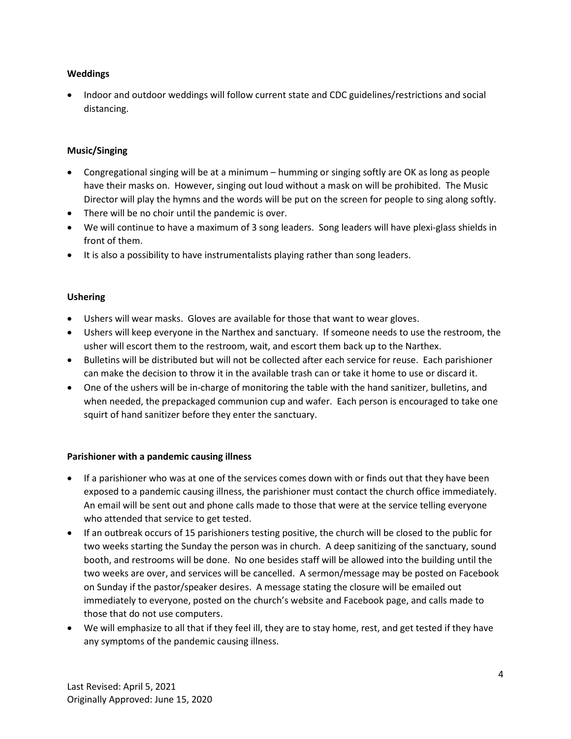**Weddings**

- Indoor and outdoor weddings will follow current state and CDC guidelines/restrictions and social distancing.

**Music/Singing**

- Congregational singing will be at a minimum – humming or singing softly are OK as long as people have their masks on. However, singing out loud without a mask on will be prohibited. The Music Director will play the hymns and the words will be put on the screen for people to sing along softly.
- There will be no choir until the pandemic is over.
- We will continue to have a maximum of 3 song leaders. Song leaders will have plexi-glass shields in front of them.
- It is also a possibility to have instrumentalists playing rather than song leaders.

**Ushering**

- Ushers will wear masks. Gloves are available for those that want to wear gloves.
- Ushers will keep everyone in the Narthex and sanctuary. If someone needs to use the restroom, the usher will escort them to the restroom, wait, and escort them back up to the Narthex.
- Bulletins will be distributed but will not be collected after each service for reuse. Each parishioner can make the decision to throw it in the available trash can or take it home to use or discard it.
- One of the ushers will be in-charge of monitoring the table with the hand sanitizer, bulletins, and when needed, the prepackaged communion cup and wafer. Each person is encouraged to take one squirt of hand sanitizer before they enter the sanctuary.

**Parishioner with a pandemic causing illness**

- If a parishioner who was at one of the services comes down with or finds out that they have been exposed to a pandemic causing illness, the parishioner must contact the church office immediately. An email will be sent out and phone calls made to those that were at the service telling everyone who attended that service to get tested.
- If an outbreak occurs of 15 parishioners testing positive, the church will be closed to the public for two weeks starting the Sunday the person was in church. A deep sanitizing of the sanctuary, sound booth, and restrooms will be done. No one besides staff will be allowed into the building until the two weeks are over, and services will be cancelled. A sermon/message may be posted on Facebook on Sunday if the pastor/speaker desires. A message stating the closure will be emailed out immediately to everyone, posted on the church's website and Facebook page, and calls made to those that do not use computers.
- We will emphasize to all that if they feel ill, they are to stay home, rest, and get tested if they have any symptoms of the pandemic causing illness.

Last Revised: April 5, 2021
Originally Approved: June 15, 2020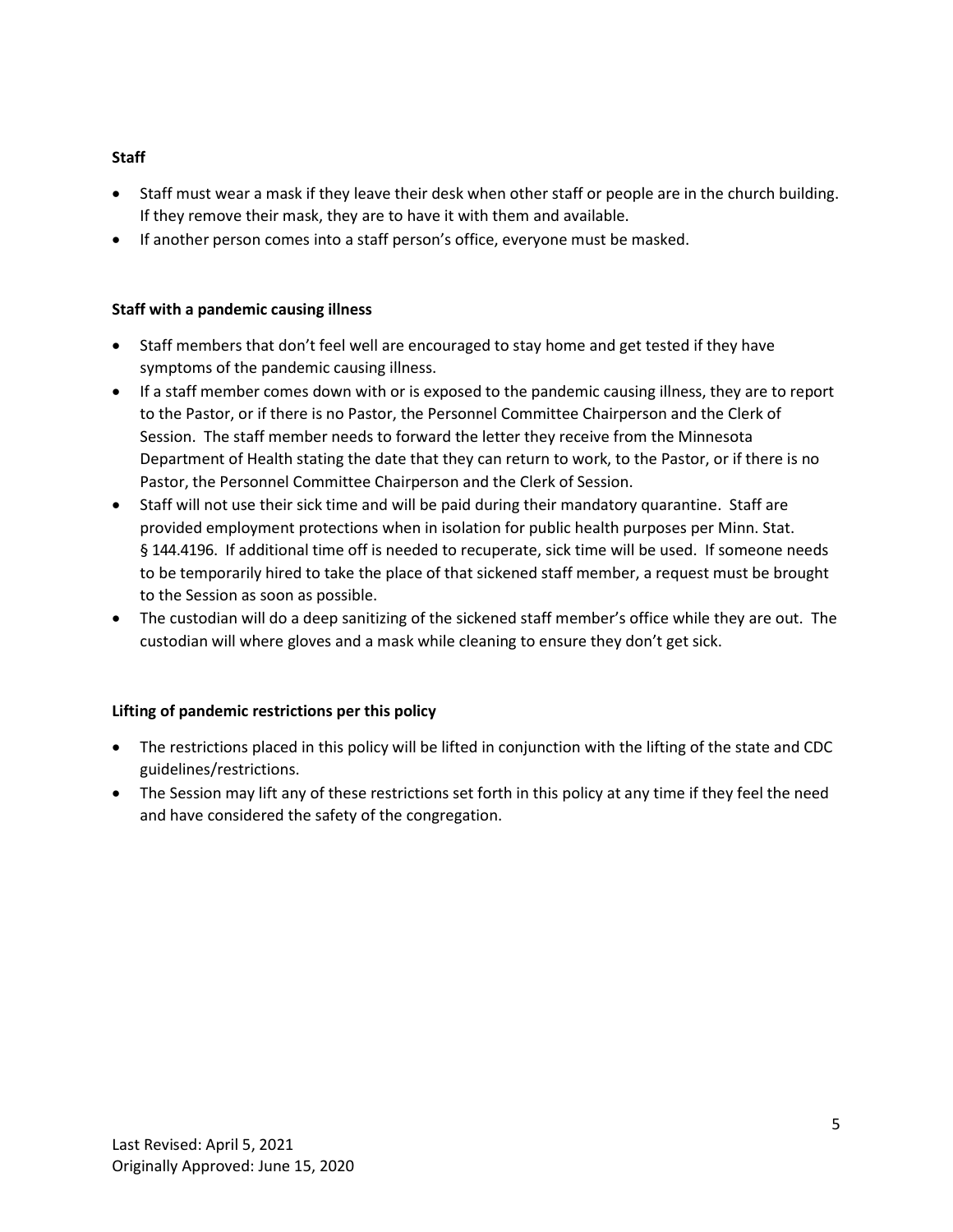**Staff**

- Staff must wear a mask if they leave their desk when other staff or people are in the church building. If they remove their mask, they are to have it with them and available.
- If another person comes into a staff person's office, everyone must be masked.

**Staff with a pandemic causing illness**

- Staff members that don't feel well are encouraged to stay home and get tested if they have symptoms of the pandemic causing illness.
- If a staff member comes down with or is exposed to the pandemic causing illness, they are to report to the Pastor, or if there is no Pastor, the Personnel Committee Chairperson and the Clerk of Session. The staff member needs to forward the letter they receive from the Minnesota Department of Health stating the date that they can return to work, to the Pastor, or if there is no Pastor, the Personnel Committee Chairperson and the Clerk of Session.
- Staff will not use their sick time and will be paid during their mandatory quarantine. Staff are provided employment protections when in isolation for public health purposes per Minn. Stat. § 144.4196. If additional time off is needed to recuperate, sick time will be used. If someone needs to be temporarily hired to take the place of that sickened staff member, a request must be brought to the Session as soon as possible.
- The custodian will do a deep sanitizing of the sickened staff member's office while they are out. The custodian will where gloves and a mask while cleaning to ensure they don't get sick.

**Lifting of pandemic restrictions per this policy**

- The restrictions placed in this policy will be lifted in conjunction with the lifting of the state and CDC guidelines/restrictions.
- The Session may lift any of these restrictions set forth in this policy at any time if they feel the need and have considered the safety of the congregation.

Last Revised: April 5, 2021
Originally Approved: June 15, 2020